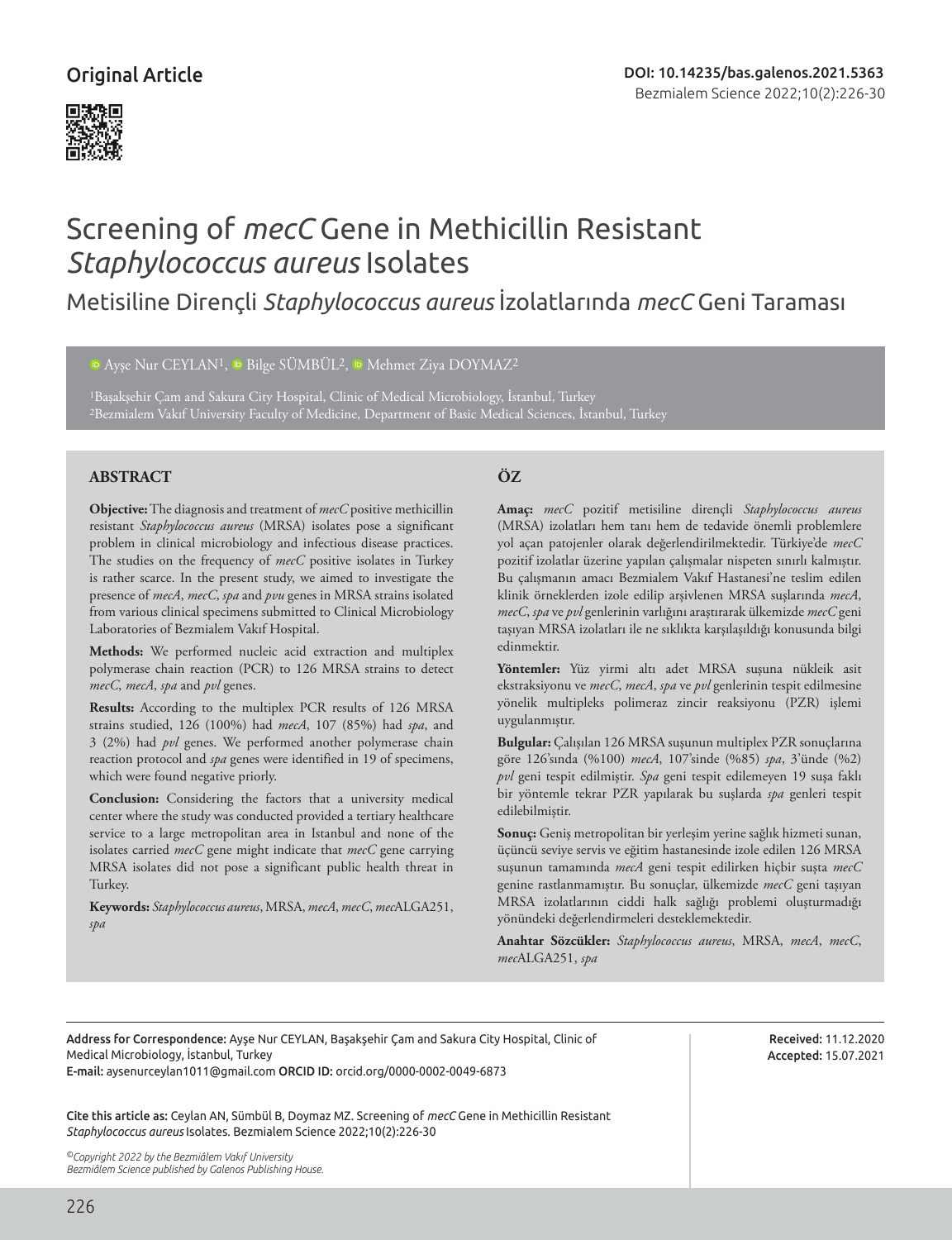Original Article

DOI: 10.14235/bas.galenos.2021.5363

# Screening of *mecC* Gene in Methicillin Resistant *Staphylococcus aureus* Isolates

## Metisiline Dirençli *Staphylococcus aureus* İzolatlarında *mecC* Geni Taraması

Ayşe Nur CEYLAN[1], Bilge SÜMBÜL[2], Mehmet Ziya DOYMAZ[2]

[1]Başakşehir Çam and Sakura City Hospital, Clinic of Medical Microbiology, İstanbul, Turkey
[2]Bezmialem Vakıf University Faculty of Medicine, Department of Basic Medical Sciences, İstanbul, Turkey

### ABSTRACT

**Objective:** The diagnosis and treatment of *mecC* positive methicillin resistant *Staphylococcus aureus* (MRSA) isolates pose a significant problem in clinical microbiology and infectious disease practices. The studies on the frequency of *mecC* positive isolates in Turkey is rather scarce. In the present study, we aimed to investigate the presence of *mecA*, *mecC*, *spa* and *pvu* genes in MRSA strains isolated from various clinical specimens submitted to Clinical Microbiology Laboratories of Bezmialem Vakıf Hospital.

**Methods:** We performed nucleic acid extraction and multiplex polymerase chain reaction (PCR) to 126 MRSA strains to detect *mecC*, *mecA*, *spa* and *pvl* genes.

**Results:** According to the multiplex PCR results of 126 MRSA strains studied, 126 (100%) had *mecA*, 107 (85%) had *spa*, and 3 (2%) had *pvl* genes. We performed another polymerase chain reaction protocol and *spa* genes were identified in 19 of specimens, which were found negative priorly.

**Conclusion:** Considering the factors that a university medical center where the study was conducted provided a tertiary healthcare service to a large metropolitan area in Istanbul and none of the isolates carried *mecC* gene might indicate that *mecC* gene carrying MRSA isolates did not pose a significant public health threat in Turkey.

**Keywords:** *Staphylococcus aureus*, MRSA, *mecA*, *mecC*, *mec*ALGA251, *spa*

### ÖZ

**Amaç:** *mecC* pozitif metisiline dirençli *Staphylococcus aureus* (MRSA) izolatları hem tanı hem de tedavide önemli problemlere yol açan patojenler olarak değerlendirilmektedir. Türkiye'de *mecC* pozitif izolatlar üzerine yapılan çalışmalar nispeten sınırlı kalmıştır. Bu çalışmanın amacı Bezmialem Vakıf Hastanesi'ne teslim edilen klinik örneklerden izole edilip arşivlenen MRSA suşlarında *mecA*, *mecC*, *spa* ve *pvl* genlerinin varlığını araştırarak ülkemizde *mecC* geni taşıyan MRSA izolatları ile ne sıklıkta karşılaşıldığı konusunda bilgi edinmektir.

**Yöntemler:** Yüz yirmi altı adet MRSA suşuna nükleik asit ekstraksiyonu ve *mecC*, *mecA*, *spa* ve *pvl* genlerinin tespit edilmesine yönelik multipleks polimeraz zincir reaksiyonu (PZR) işlemi uygulanmıştır.

**Bulgular:** Çalışılan 126 MRSA suşunun multiplex PZR sonuçlarına göre 126'sında (%100) *mecA*, 107'sinde (%85) *spa*, 3'ünde (%2) *pvl* geni tespit edilmiştir. *Spa* geni tespit edilemeyen 19 suşa faklı bir yöntemle tekrar PZR yapılarak bu suşlarda *spa* genleri tespit edilebilmiştir.

**Sonuç:** Geniş metropolitan bir yerleşim yerine sağlık hizmeti sunan, üçüncü seviye servis ve eğitim hastanesinde izole edilen 126 MRSA suşunun tamamında *mecA* geni tespit edilirken hiçbir suşta *mecC* genine rastlanmamıştır. Bu sonuçlar, ülkemizde *mecC* geni taşıyan MRSA izolatlarının ciddi halk sağlığı problemi oluşturmadığı yönündeki değerlendirmeleri desteklemektedir.

**Anahtar Sözcükler:** *Staphylococcus aureus*, MRSA, *mecA*, *mecC*, *mec*ALGA251, *spa*

---

Address for Correspondence: Ayşe Nur CEYLAN, Başakşehir Çam and Sakura City Hospital, Clinic of Medical Microbiology, İstanbul, Turkey
E-mail: aysenurceylan1011@gmail.com ORCID ID: orcid.org/0000-0002-0049-6873

Received: 11.12.2020
Accepted: 15.07.2021

Cite this article as: Ceylan AN, Sümbül B, Doymaz MZ. Screening of *mecC* Gene in Methicillin Resistant *Staphylococcus aureus* Isolates. Bezmialem Science 2022;10(2):226-30

*©Copyright 2022 by the Bezmiâlem Vakıf University*
*Bezmiâlem Science published by Galenos Publishing House.*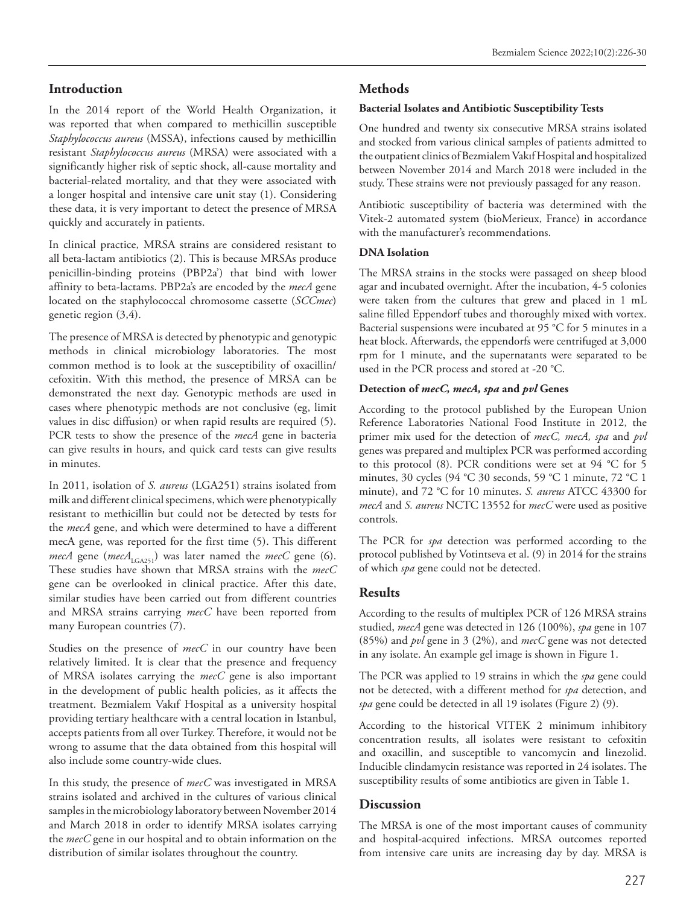## Introduction

In the 2014 report of the World Health Organization, it was reported that when compared to methicillin susceptible *Staphylococcus aureus* (MSSA), infections caused by methicillin resistant *Staphylococcus aureus* (MRSA) were associated with a significantly higher risk of septic shock, all-cause mortality and bacterial-related mortality, and that they were associated with a longer hospital and intensive care unit stay (1). Considering these data, it is very important to detect the presence of MRSA quickly and accurately in patients.

In clinical practice, MRSA strains are considered resistant to all beta-lactam antibiotics (2). This is because MRSAs produce penicillin-binding proteins (PBP2a') that bind with lower affinity to beta-lactams. PBP2a's are encoded by the *mecA* gene located on the staphylococcal chromosome cassette (*SCCmec*) genetic region (3,4).

The presence of MRSA is detected by phenotypic and genotypic methods in clinical microbiology laboratories. The most common method is to look at the susceptibility of oxacillin/cefoxitin. With this method, the presence of MRSA can be demonstrated the next day. Genotypic methods are used in cases where phenotypic methods are not conclusive (eg, limit values in disc diffusion) or when rapid results are required (5). PCR tests to show the presence of the *mecA* gene in bacteria can give results in hours, and quick card tests can give results in minutes.

In 2011, isolation of *S. aureus* (LGA251) strains isolated from milk and different clinical specimens, which were phenotypically resistant to methicillin but could not be detected by tests for the *mecA* gene, and which were determined to have a different mecA gene, was reported for the first time (5). This different *mecA* gene ($mecA_{LGA251}$) was later named the *mecC* gene (6). These studies have shown that MRSA strains with the *mecC* gene can be overlooked in clinical practice. After this date, similar studies have been carried out from different countries and MRSA strains carrying *mecC* have been reported from many European countries (7).

Studies on the presence of *mecC* in our country have been relatively limited. It is clear that the presence and frequency of MRSA isolates carrying the *mecC* gene is also important in the development of public health policies, as it affects the treatment. Bezmialem Vakıf Hospital as a university hospital providing tertiary healthcare with a central location in Istanbul, accepts patients from all over Turkey. Therefore, it would not be wrong to assume that the data obtained from this hospital will also include some country-wide clues.

In this study, the presence of *mecC* was investigated in MRSA strains isolated and archived in the cultures of various clinical samples in the microbiology laboratory between November 2014 and March 2018 in order to identify MRSA isolates carrying the *mecC* gene in our hospital and to obtain information on the distribution of similar isolates throughout the country.

## Methods

### Bacterial Isolates and Antibiotic Susceptibility Tests

One hundred and twenty six consecutive MRSA strains isolated and stocked from various clinical samples of patients admitted to the outpatient clinics of Bezmialem Vakıf Hospital and hospitalized between November 2014 and March 2018 were included in the study. These strains were not previously passaged for any reason.

Antibiotic susceptibility of bacteria was determined with the Vitek-2 automated system (bioMerieux, France) in accordance with the manufacturer's recommendations.

### DNA Isolation

The MRSA strains in the stocks were passaged on sheep blood agar and incubated overnight. After the incubation, 4-5 colonies were taken from the cultures that grew and placed in 1 mL saline filled Eppendorf tubes and thoroughly mixed with vortex. Bacterial suspensions were incubated at 95 °C for 5 minutes in a heat block. Afterwards, the eppendorfs were centrifuged at 3,000 rpm for 1 minute, and the supernatants were separated to be used in the PCR process and stored at -20 °C.

### Detection of *mecC, mecA, spa* and *pvl* Genes

According to the protocol published by the European Union Reference Laboratories National Food Institute in 2012, the primer mix used for the detection of *mecC, mecA, spa* and *pvl* genes was prepared and multiplex PCR was performed according to this protocol (8). PCR conditions were set at 94 °C for 5 minutes, 30 cycles (94 °C 30 seconds, 59 °C 1 minute, 72 °C 1 minute), and 72 °C for 10 minutes. *S. aureus* ATCC 43300 for *mecA* and *S. aureus* NCTC 13552 for *mecC* were used as positive controls.

The PCR for *spa* detection was performed according to the protocol published by Votintseva et al. (9) in 2014 for the strains of which *spa* gene could not be detected.

## Results

According to the results of multiplex PCR of 126 MRSA strains studied, *mecA* gene was detected in 126 (100%), *spa* gene in 107 (85%) and *pvl* gene in 3 (2%), and *mecC* gene was not detected in any isolate. An example gel image is shown in Figure 1.

The PCR was applied to 19 strains in which the *spa* gene could not be detected, with a different method for *spa* detection, and *spa* gene could be detected in all 19 isolates (Figure 2) (9).

According to the historical VITEK 2 minimum inhibitory concentration results, all isolates were resistant to cefoxitin and oxacillin, and susceptible to vancomycin and linezolid. Inducible clindamycin resistance was reported in 24 isolates. The susceptibility results of some antibiotics are given in Table 1.

## Discussion

The MRSA is one of the most important causes of community and hospital-acquired infections. MRSA outcomes reported from intensive care units are increasing day by day. MRSA is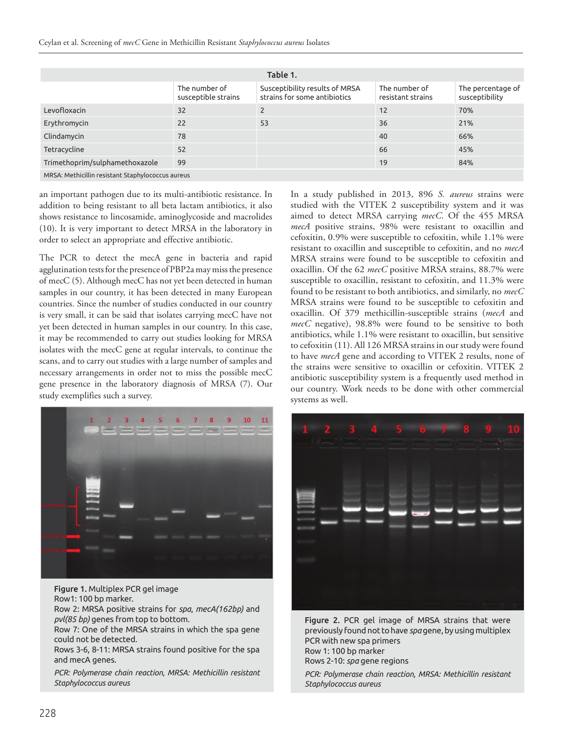**Table 1.**

| | The number of susceptible strains | Susceptibility results of MRSA strains for some antibiotics | The number of resistant strains | The percentage of susceptibility |
|---|---|---|---|---|
| Levofloxacin | 32 | 2 | 12 | 70% |
| Erythromycin | 22 | 53 | 36 | 21% |
| Clindamycin | 78 | | 40 | 66% |
| Tetracycline | 52 | | 66 | 45% |
| Trimethoprim/sulphamethoxazole | 99 | | 19 | 84% |

MRSA: Methicillin resistant Staphylococcus aureus

an important pathogen due to its multi-antibiotic resistance. In addition to being resistant to all beta lactam antibiotics, it also shows resistance to lincosamide, aminoglycoside and macrolides (10). It is very important to detect MRSA in the laboratory in order to select an appropriate and effective antibiotic.

The PCR to detect the mecA gene in bacteria and rapid agglutination tests for the presence of PBP2a may miss the presence of mecC (5). Although mecC has not yet been detected in human samples in our country, it has been detected in many European countries. Since the number of studies conducted in our country is very small, it can be said that isolates carrying mecC have not yet been detected in human samples in our country. In this case, it may be recommended to carry out studies looking for MRSA isolates with the mecC gene at regular intervals, to continue the scans, and to carry out studies with a large number of samples and necessary arrangements in order not to miss the possible mecC gene presence in the laboratory diagnosis of MRSA (7). Our study exemplifies such a survey.

**Figure 1.** Multiplex PCR gel image
Row1: 100 bp marker.
Row 2: MRSA positive strains for *spa*, *mecA(162bp)* and *pvl(85 bp)* genes from top to bottom.
Row 7: One of the MRSA strains in which the spa gene could not be detected.
Rows 3-6, 8-11: MRSA strains found positive for the spa and mecA genes.

*PCR: Polymerase chain reaction, MRSA: Methicillin resistant Staphylococcus aureus*

In a study published in 2013, 896 *S. aureus* strains were studied with the VITEK 2 susceptibility system and it was aimed to detect MRSA carrying *mecC*. Of the 455 MRSA *mecA* positive strains, 98% were resistant to oxacillin and cefoxitin, 0.9% were susceptible to cefoxitin, while 1.1% were resistant to oxacillin and susceptible to cefoxitin, and no *mecA* MRSA strains were found to be susceptible to cefoxitin and oxacillin. Of the 62 *mecC* positive MRSA strains, 88.7% were susceptible to oxacillin, resistant to cefoxitin, and 11.3% were found to be resistant to both antibiotics, and similarly, no *mecC* MRSA strains were found to be susceptible to cefoxitin and oxacillin. Of 379 methicillin-susceptible strains (*mecA* and *mecC* negative), 98.8% were found to be sensitive to both antibiotics, while 1.1% were resistant to oxacillin, but sensitive to cefoxitin (11). All 126 MRSA strains in our study were found to have *mecA* gene and according to VITEK 2 results, none of the strains were sensitive to oxacillin or cefoxitin. VITEK 2 antibiotic susceptibility system is a frequently used method in our country. Work needs to be done with other commercial systems as well.

**Figure 2.** PCR gel image of MRSA strains that were previously found not to have *spa* gene, by using multiplex PCR with new spa primers
Row 1: 100 bp marker
Rows 2-10: *spa* gene regions

*PCR: Polymerase chain reaction, MRSA: Methicillin resistant Staphylococcus aureus*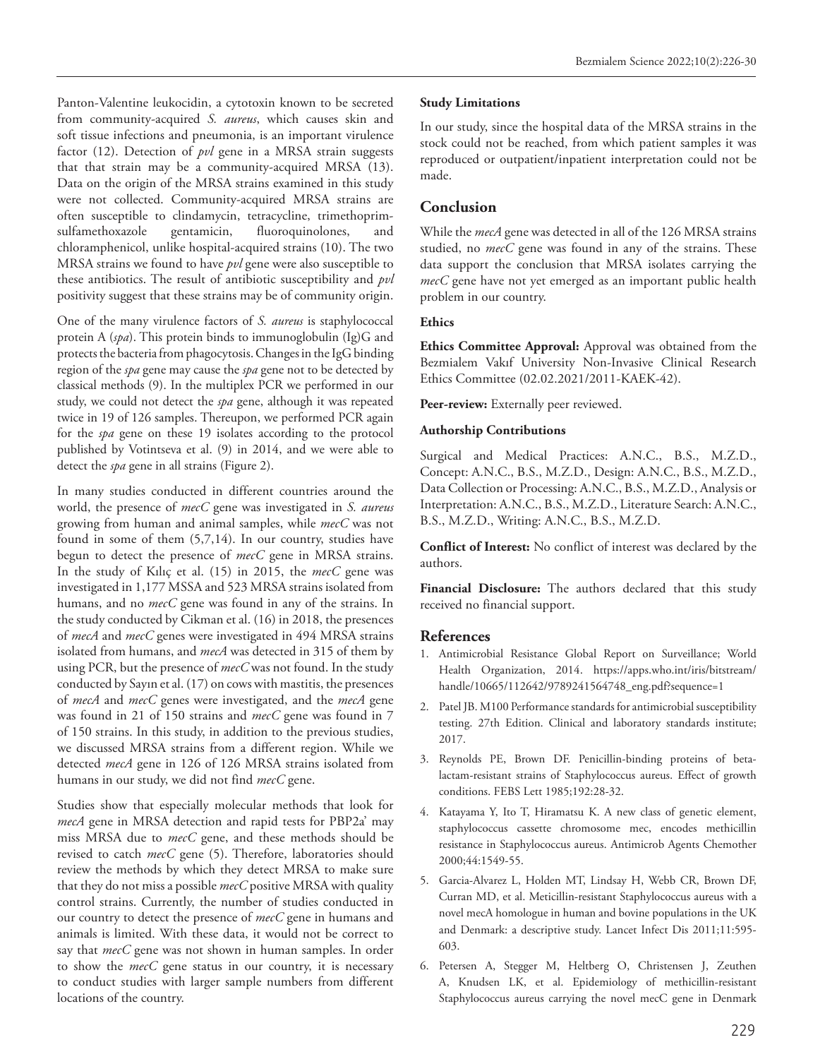Panton-Valentine leukocidin, a cytotoxin known to be secreted from community-acquired *S. aureus*, which causes skin and soft tissue infections and pneumonia, is an important virulence factor (12). Detection of *pvl* gene in a MRSA strain suggests that that strain may be a community-acquired MRSA (13). Data on the origin of the MRSA strains examined in this study were not collected. Community-acquired MRSA strains are often susceptible to clindamycin, tetracycline, trimethoprim-sulfamethoxazole gentamicin, fluoroquinolones, and chloramphenicol, unlike hospital-acquired strains (10). The two MRSA strains we found to have *pvl* gene were also susceptible to these antibiotics. The result of antibiotic susceptibility and *pvl* positivity suggest that these strains may be of community origin.

One of the many virulence factors of *S. aureus* is staphylococcal protein A (*spa*). This protein binds to immunoglobulin (Ig)G and protects the bacteria from phagocytosis. Changes in the IgG binding region of the *spa* gene may cause the *spa* gene not to be detected by classical methods (9). In the multiplex PCR we performed in our study, we could not detect the *spa* gene, although it was repeated twice in 19 of 126 samples. Thereupon, we performed PCR again for the *spa* gene on these 19 isolates according to the protocol published by Votintseva et al. (9) in 2014, and we were able to detect the *spa* gene in all strains (Figure 2).

In many studies conducted in different countries around the world, the presence of *mecC* gene was investigated in *S. aureus* growing from human and animal samples, while *mecC* was not found in some of them (5,7,14). In our country, studies have begun to detect the presence of *mecC* gene in MRSA strains. In the study of Kılıç et al. (15) in 2015, the *mecC* gene was investigated in 1,177 MSSA and 523 MRSA strains isolated from humans, and no *mecC* gene was found in any of the strains. In the study conducted by Cikman et al. (16) in 2018, the presences of *mecA* and *mecC* genes were investigated in 494 MRSA strains isolated from humans, and *mecA* was detected in 315 of them by using PCR, but the presence of *mecC* was not found. In the study conducted by Sayın et al. (17) on cows with mastitis, the presences of *mecA* and *mecC* genes were investigated, and the *mecA* gene was found in 21 of 150 strains and *mecC* gene was found in 7 of 150 strains. In this study, in addition to the previous studies, we discussed MRSA strains from a different region. While we detected *mecA* gene in 126 of 126 MRSA strains isolated from humans in our study, we did not find *mecC* gene.

Studies show that especially molecular methods that look for *mecA* gene in MRSA detection and rapid tests for PBP2a' may miss MRSA due to *mecC* gene, and these methods should be revised to catch *mecC* gene (5). Therefore, laboratories should review the methods by which they detect MRSA to make sure that they do not miss a possible *mecC* positive MRSA with quality control strains. Currently, the number of studies conducted in our country to detect the presence of *mecC* gene in humans and animals is limited. With these data, it would not be correct to say that *mecC* gene was not shown in human samples. In order to show the *mecC* gene status in our country, it is necessary to conduct studies with larger sample numbers from different locations of the country.

### Study Limitations

In our study, since the hospital data of the MRSA strains in the stock could not be reached, from which patient samples it was reproduced or outpatient/inpatient interpretation could not be made.

## Conclusion

While the *mecA* gene was detected in all of the 126 MRSA strains studied, no *mecC* gene was found in any of the strains. These data support the conclusion that MRSA isolates carrying the *mecC* gene have not yet emerged as an important public health problem in our country.

### Ethics

**Ethics Committee Approval:** Approval was obtained from the Bezmialem Vakıf University Non-Invasive Clinical Research Ethics Committee (02.02.2021/2011-KAEK-42).

**Peer-review:** Externally peer reviewed.

### Authorship Contributions

Surgical and Medical Practices: A.N.C., B.S., M.Z.D., Concept: A.N.C., B.S., M.Z.D., Design: A.N.C., B.S., M.Z.D., Data Collection or Processing: A.N.C., B.S., M.Z.D., Analysis or Interpretation: A.N.C., B.S., M.Z.D., Literature Search: A.N.C., B.S., M.Z.D., Writing: A.N.C., B.S., M.Z.D.

**Conflict of Interest:** No conflict of interest was declared by the authors.

**Financial Disclosure:** The authors declared that this study received no financial support.

## References

1. Antimicrobial Resistance Global Report on Surveillance; World Health Organization, 2014. https://apps.who.int/iris/bitstream/handle/10665/112642/9789241564748_eng.pdf?sequence=1
2. Patel JB. M100 Performance standards for antimicrobial susceptibility testing. 27th Edition. Clinical and laboratory standards institute; 2017.
3. Reynolds PE, Brown DF. Penicillin-binding proteins of beta-lactam-resistant strains of Staphylococcus aureus. Effect of growth conditions. FEBS Lett 1985;192:28-32.
4. Katayama Y, Ito T, Hiramatsu K. A new class of genetic element, staphylococcus cassette chromosome mec, encodes methicillin resistance in Staphylococcus aureus. Antimicrob Agents Chemother 2000;44:1549-55.
5. Garcia-Alvarez L, Holden MT, Lindsay H, Webb CR, Brown DF, Curran MD, et al. Meticillin-resistant Staphylococcus aureus with a novel mecA homologue in human and bovine populations in the UK and Denmark: a descriptive study. Lancet Infect Dis 2011;11:595-603.
6. Petersen A, Stegger M, Heltberg O, Christensen J, Zeuthen A, Knudsen LK, et al. Epidemiology of methicillin-resistant Staphylococcus aureus carrying the novel mecC gene in Denmark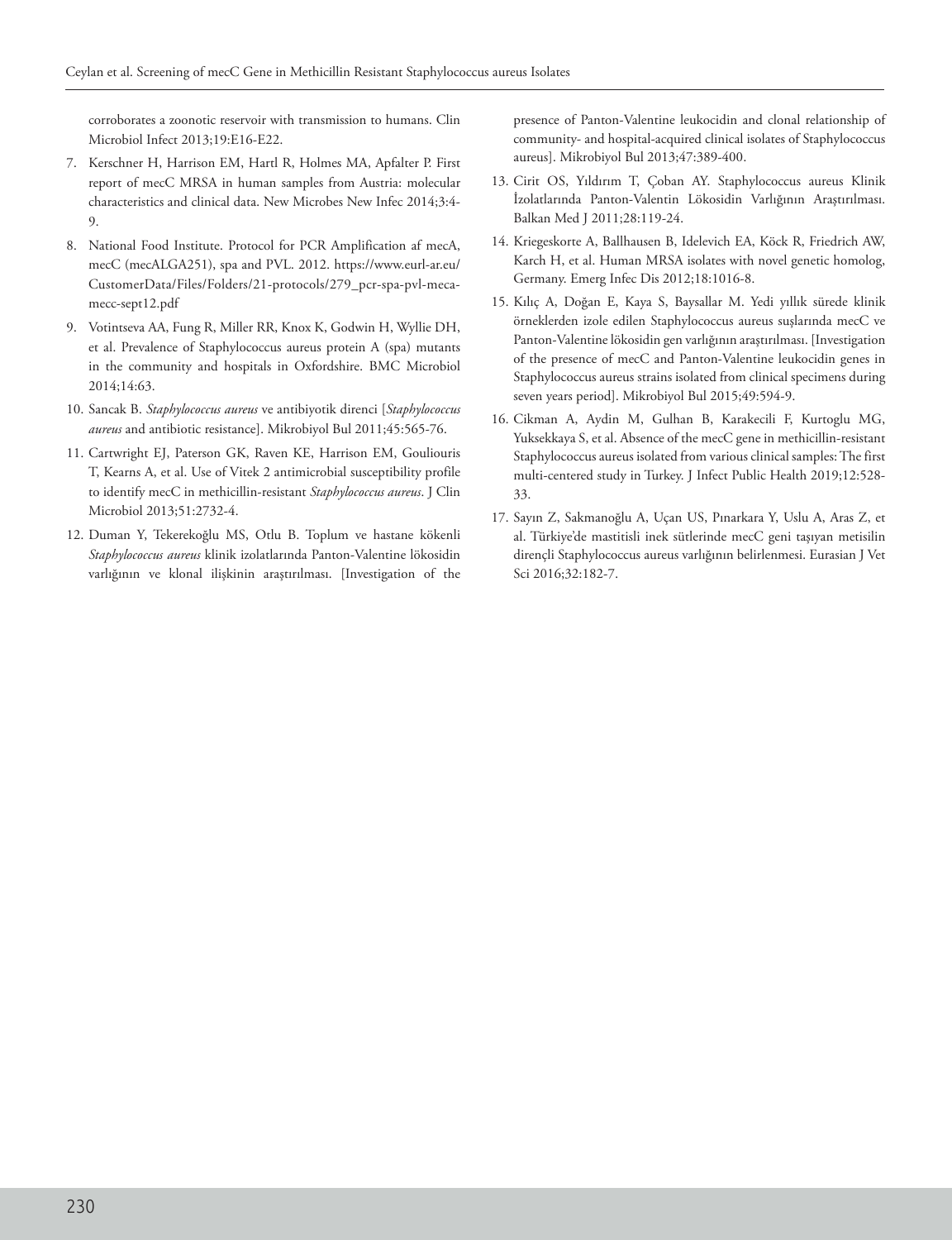corroborates a zoonotic reservoir with transmission to humans. Clin Microbiol Infect 2013;19:E16-E22.

7. Kerschner H, Harrison EM, Hartl R, Holmes MA, Apfalter P. First report of mecC MRSA in human samples from Austria: molecular characteristics and clinical data. New Microbes New Infec 2014;3:4-9.
8. National Food Institute. Protocol for PCR Amplification af mecA, mecC (mecALGA251), spa and PVL. 2012. https://www.eurl-ar.eu/CustomerData/Files/Folders/21-protocols/279_pcr-spa-pvl-meca-mecc-sept12.pdf
9. Votintseva AA, Fung R, Miller RR, Knox K, Godwin H, Wyllie DH, et al. Prevalence of Staphylococcus aureus protein A (spa) mutants in the community and hospitals in Oxfordshire. BMC Microbiol 2014;14:63.
10. Sancak B. *Staphylococcus aureus* ve antibiyotik direnci [*Staphylococcus aureus* and antibiotic resistance]. Mikrobiyol Bul 2011;45:565-76.
11. Cartwright EJ, Paterson GK, Raven KE, Harrison EM, Gouliouris T, Kearns A, et al. Use of Vitek 2 antimicrobial susceptibility profile to identify mecC in methicillin-resistant *Staphylococcus aureus*. J Clin Microbiol 2013;51:2732-4.
12. Duman Y, Tekerekoğlu MS, Otlu B. Toplum ve hastane kökenli *Staphylococcus aureus* klinik izolatlarında Panton-Valentine lökosidin varlığının ve klonal ilişkinin araştırılması. [Investigation of the presence of Panton-Valentine leukocidin and clonal relationship of community- and hospital-acquired clinical isolates of Staphylococcus aureus]. Mikrobiyol Bul 2013;47:389-400.
13. Cirit OS, Yıldırım T, Çoban AY. Staphylococcus aureus Klinik İzolatlarında Panton-Valentin Lökosidin Varlığının Araştırılması. Balkan Med J 2011;28:119-24.
14. Kriegeskorte A, Ballhausen B, Idelevich EA, Köck R, Friedrich AW, Karch H, et al. Human MRSA isolates with novel genetic homolog, Germany. Emerg Infec Dis 2012;18:1016-8.
15. Kılıç A, Doğan E, Kaya S, Baysallar M. Yedi yıllık sürede klinik örneklerden izole edilen Staphylococcus aureus suşlarında mecC ve Panton-Valentine lökosidin gen varlığının araştırılması. [Investigation of the presence of mecC and Panton-Valentine leukocidin genes in Staphylococcus aureus strains isolated from clinical specimens during seven years period]. Mikrobiyol Bul 2015;49:594-9.
16. Cikman A, Aydin M, Gulhan B, Karakecili F, Kurtoglu MG, Yuksekkaya S, et al. Absence of the mecC gene in methicillin-resistant Staphylococcus aureus isolated from various clinical samples: The first multi-centered study in Turkey. J Infect Public Health 2019;12:528-33.
17. Sayın Z, Sakmanoğlu A, Uçan US, Pınarkara Y, Uslu A, Aras Z, et al. Türkiye'de mastitisli inek sütlerinde mecC geni taşıyan metisilin dirençli Staphylococcus aureus varlığının belirlenmesi. Eurasian J Vet Sci 2016;32:182-7.